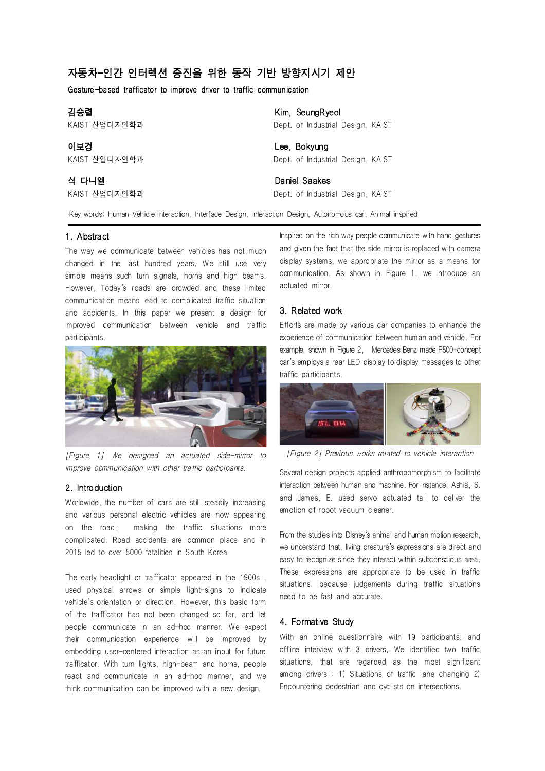# 자동차-인간 인터렉션 증진을 위한 동작 기반 방향지시기 제안

**Gesture-based trafficator to improve driver to traffic communication**

**김승렬**
KAIST 산업디자인학과

**Kim, SeungRyeol**
Dept. of Industrial Design, KAIST

**이보경**
KAIST 산업디자인학과

**Lee, Bokyung**
Dept. of Industrial Design, KAIST

**석 다니엘**
KAIST 산업디자인학과

**Daniel Saakes**
Dept. of Industrial Design, KAIST

·Key words: Human-Vehicle interaction, Interface Design, Interaction Design, Autonomous car, Animal inspired

## 1. Abstract

The way we communicate between vehicles has not much changed in the last hundred years. We still use very simple means such turn signals, horns and high beams. However, Today's roads are crowded and these limited communication means lead to complicated traffic situation and accidents. In this paper we present a design for improved communication between vehicle and traffic participants.

*[Figure 1] We designed an actuated side-mirror to improve communication with other traffic participants.*

## 2. Introduction

Worldwide, the number of cars are still steadily increasing and various personal electric vehicles are now appearing on the road, making the traffic situations more complicated. Road accidents are common place and in 2015 led to over 5000 fatalities in South Korea.

The early headlight or trafficator appeared in the 1900s , used physical arrows or simple light-signs to indicate vehicle's orientation or direction. However, this basic form of the trafficator has not been changed so far, and let people communicate in an ad-hoc manner. We expect their communication experience will be improved by embedding user-centered interaction as an input for future trafficator. With turn lights, high-beam and horns, people react and communicate in an ad-hoc manner, and we think communication can be improved with a new design.

Inspired on the rich way people communicate with hand gestures and given the fact that the side mirror is replaced with camera display systems, we appropriate the mirror as a means for communication. As shown in Figure 1, we introduce an actuated mirror.

## 3. Related work

Efforts are made by various car companies to enhance the experience of communication between human and vehicle. For example, shown in Figure 2, Mercedes Benz made F500-concept car's employs a rear LED display to display messages to other traffic participants.

*[Figure 2] Previous works related to vehicle interaction*

Several design projects applied anthropomorphism to facilitate interaction between human and machine. For instance, Ashisi, S. and James, E. used servo actuated tail to deliver the emotion of robot vacuum cleaner.

From the studies into Disney's animal and human motion research, we understand that, living creature's expressions are direct and easy to recognize since they interact within subconscious area. These expressions are appropriate to be used in traffic situations, because judgements during traffic situations need to be fast and accurate.

## 4. Formative Study

With an online questionnaire with 19 participants, and offline interview with 3 drivers, We identified two traffic situations, that are regarded as the most significant among drivers : 1) Situations of traffic lane changing 2) Encountering pedestrian and cyclists on intersections.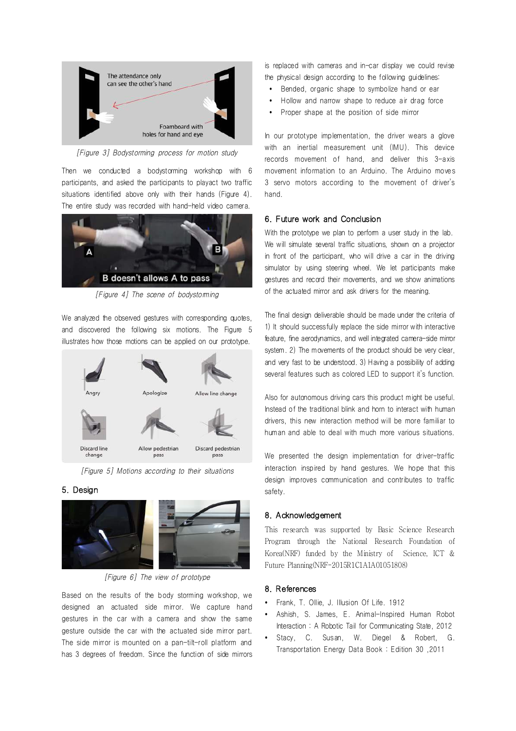The attendance only can see the other's hand

Foamboard with holes for hand and eye

[Figure 3] Bodystorming process for motion study

Then we conducted a bodystorming workshop with 6 participants, and asked the participants to playact two traffic situations identified above only with their hands (Figure 4). The entire study was recorded with hand-held video camera.

A

B

B doesn't allows A to pass

[Figure 4] The scene of bodystorming

We analyzed the observed gestures with corresponding quotes, and discovered the following six motions. The Figure 5 illustrates how those motions can be applied on our prototype.

Angry

Apologize

Allow line change

Discard line change

Allow pedestrian pass

Discard pedestrian pass

[Figure 5] Motions according to their situations

## 5. Design

[Figure 6] The view of prototype

Based on the results of the body storming workshop, we designed an actuated side mirror. We capture hand gestures in the car with a camera and show the same gesture outside the car with the actuated side mirror part. The side mirror is mounted on a pan-tilt-roll platform and has 3 degrees of freedom. Since the function of side mirrors is replaced with cameras and in-car display we could revise the physical design according to the following guidelines:

- Bended, organic shape to symbolize hand or ear
- Hollow and narrow shape to reduce air drag force
- Proper shape at the position of side mirror

In our prototype implementation, the driver wears a glove with an inertial measurement unit (IMU). This device records movement of hand, and deliver this 3-axis movement information to an Arduino. The Arduino moves 3 servo motors according to the movement of driver's hand.

## 6. Future work and Conclusion

With the prototype we plan to perform a user study in the lab. We will simulate several traffic situations, shown on a projector in front of the participant, who will drive a car in the driving simulator by using steering wheel. We let participants make gestures and record their movements, and we show animations of the actuated mirror and ask drivers for the meaning.

The final design deliverable should be made under the criteria of 1) It should successfully replace the side mirror with interactive feature, fine aerodynamics, and well integrated camera-side mirror system. 2) The movements of the product should be very clear, and very fast to be understood. 3) Having a possibility of adding several features such as colored LED to support it's function.

Also for autonomous driving cars this product might be useful. Instead of the traditional blink and horn to interact with human drivers, this new interaction method will be more familiar to human and able to deal with much more various situations.

We presented the design implementation for driver-traffic interaction inspired by hand gestures. We hope that this design improves communication and contributes to traffic safety.

## 8. Acknowledgement

This research was supported by Basic Science Research Program through the National Research Foundation of Korea(NRF) funded by the Ministry of Science, ICT & Future Planning(NRF-2015R1C1A1A01051808)

## 8. References

- Frank, T. Ollie, J. Illusion Of Life. 1912
- Ashish, S. James, E. Animal-Inspired Human Robot Interaction : A Robotic Tail for Communicating State, 2012
- Stacy, C. Susan, W. Diegel & Robert, G. Transportation Energy Data Book : Edition 30 ,2011